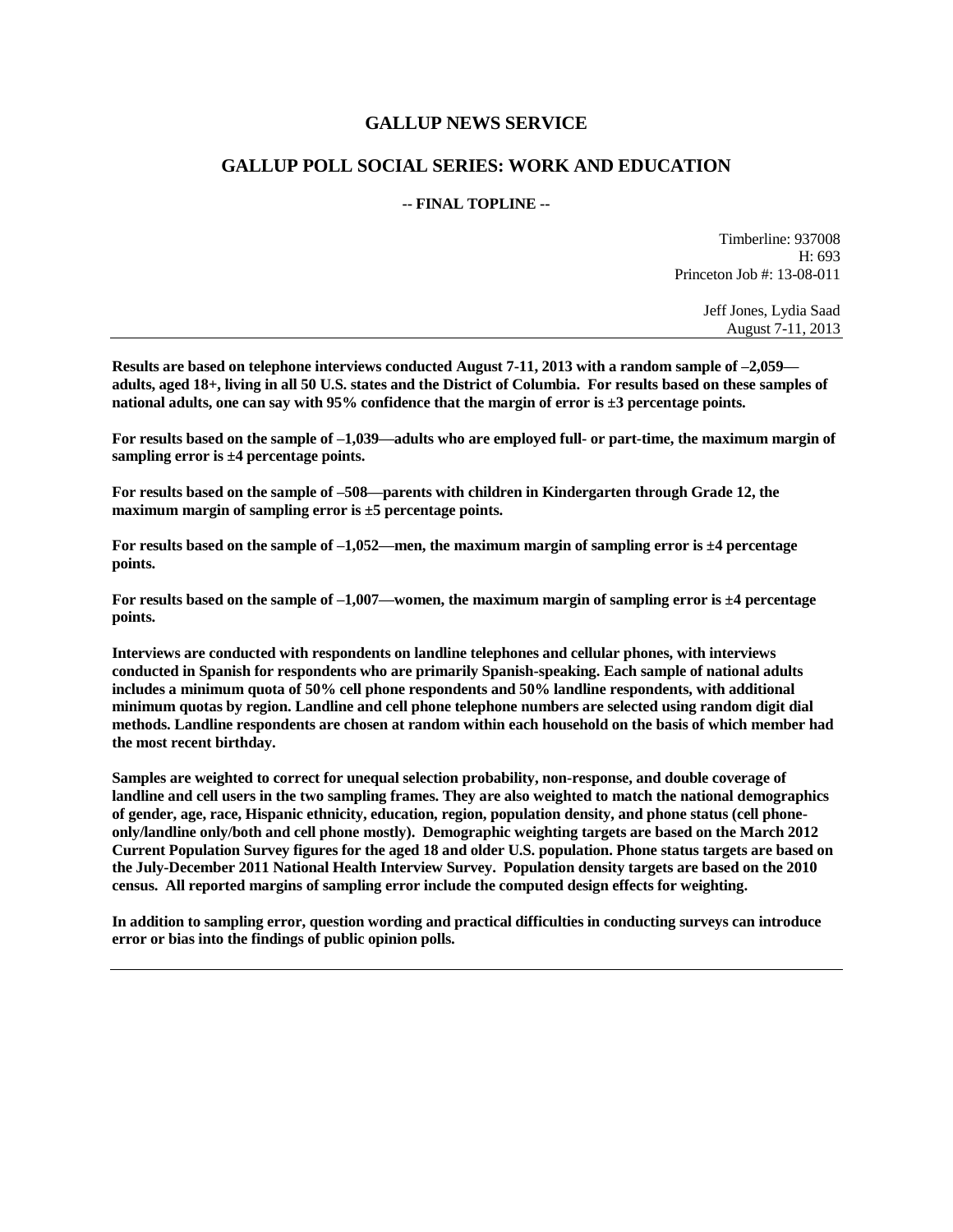# GALLUP NEWS SERVICE

## GALLUP POLL SOCIAL SERIES: WORK AND EDUCATION

**-- FINAL TOPLINE --**

Timberline: 937008
H: 693
Princeton Job #: 13-08-011

Jeff Jones, Lydia Saad
August 7-11, 2013

---

**Results are based on telephone interviews conducted August 7-11, 2013 with a random sample of –2,059— adults, aged 18+, living in all 50 U.S. states and the District of Columbia. For results based on these samples of national adults, one can say with 95% confidence that the margin of error is ±3 percentage points.**

**For results based on the sample of –1,039—adults who are employed full- or part-time, the maximum margin of sampling error is ±4 percentage points.**

**For results based on the sample of –508—parents with children in Kindergarten through Grade 12, the maximum margin of sampling error is ±5 percentage points.**

**For results based on the sample of –1,052—men, the maximum margin of sampling error is ±4 percentage points.**

**For results based on the sample of –1,007—women, the maximum margin of sampling error is ±4 percentage points.**

**Interviews are conducted with respondents on landline telephones and cellular phones, with interviews conducted in Spanish for respondents who are primarily Spanish-speaking. Each sample of national adults includes a minimum quota of 50% cell phone respondents and 50% landline respondents, with additional minimum quotas by region. Landline and cell phone telephone numbers are selected using random digit dial methods. Landline respondents are chosen at random within each household on the basis of which member had the most recent birthday.**

**Samples are weighted to correct for unequal selection probability, non-response, and double coverage of landline and cell users in the two sampling frames. They are also weighted to match the national demographics of gender, age, race, Hispanic ethnicity, education, region, population density, and phone status (cell phone-only/landline only/both and cell phone mostly). Demographic weighting targets are based on the March 2012 Current Population Survey figures for the aged 18 and older U.S. population. Phone status targets are based on the July-December 2011 National Health Interview Survey. Population density targets are based on the 2010 census. All reported margins of sampling error include the computed design effects for weighting.**

**In addition to sampling error, question wording and practical difficulties in conducting surveys can introduce error or bias into the findings of public opinion polls.**

---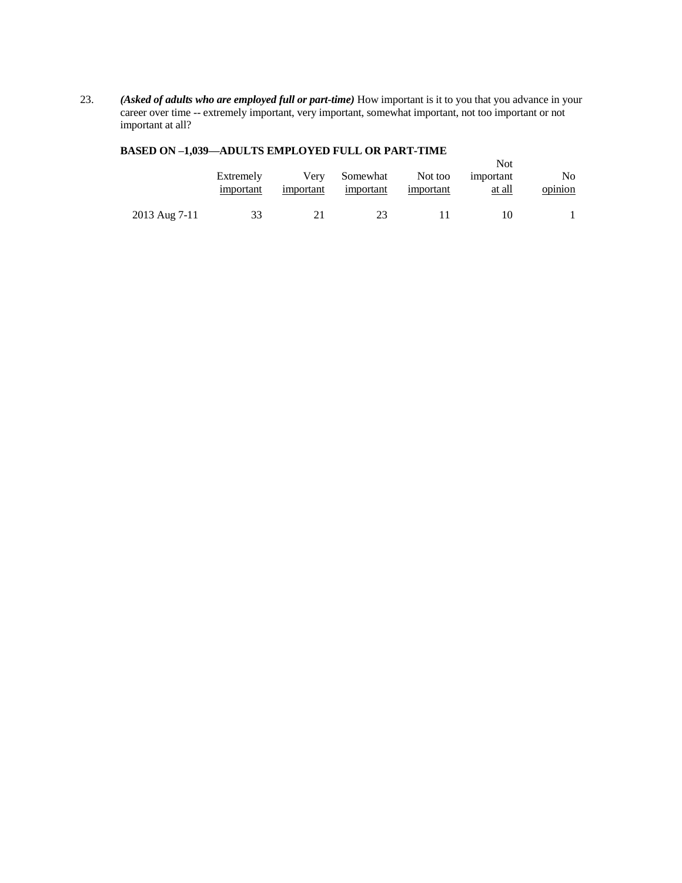23. ***(Asked of adults who are employed full or part-time)*** How important is it to you that you advance in your career over time -- extremely important, very important, somewhat important, not too important or not important at all?

**BASED ON –1,039—ADULTS EMPLOYED FULL OR PART-TIME**

| | Extremely important | Very important | Somewhat important | Not too important | Not important at all | No opinion |
|---|---|---|---|---|---|---|
| 2013 Aug 7-11 | 33 | 21 | 23 | 11 | 10 | 1 |